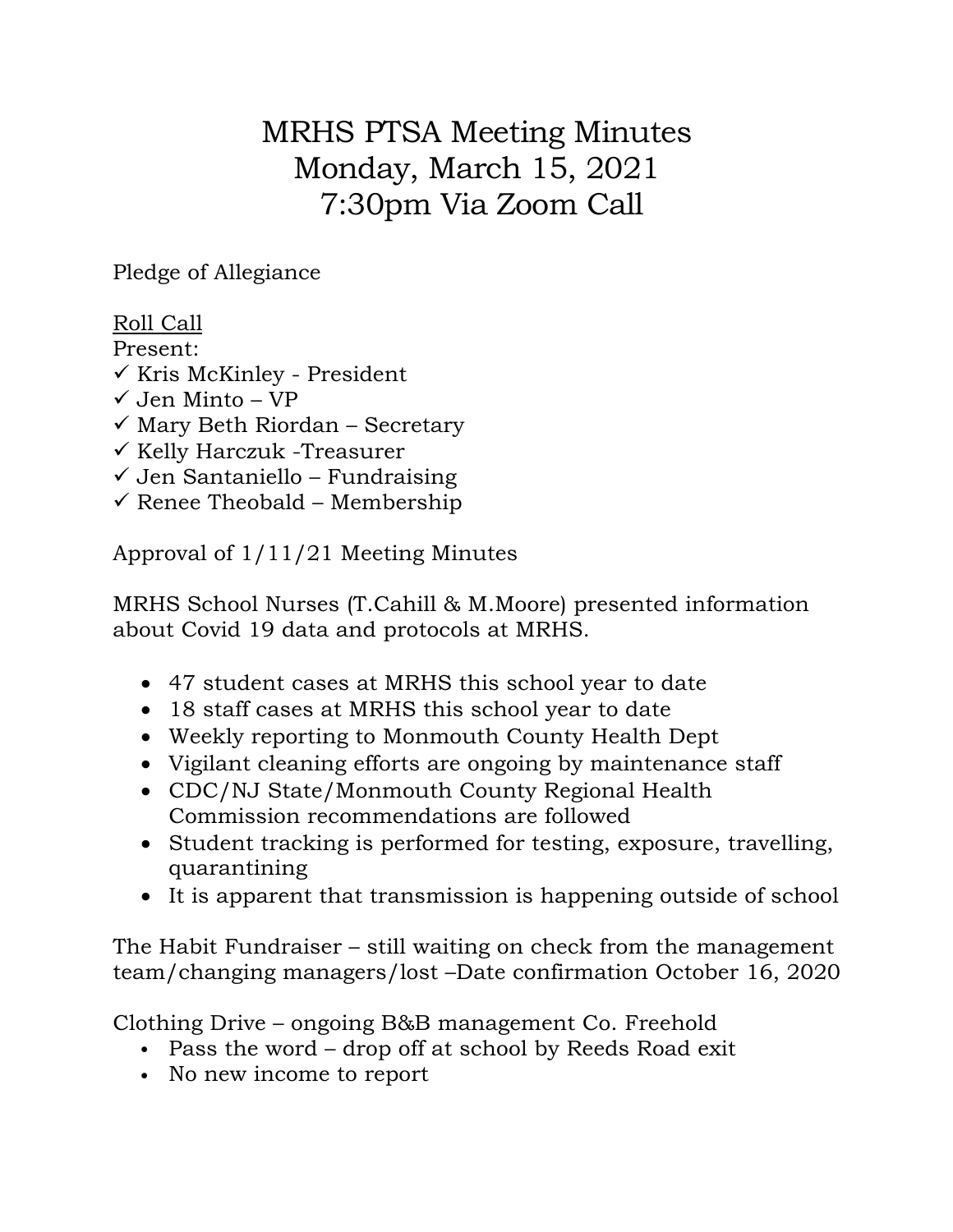# MRHS PTSA Meeting Minutes
# Monday, March 15, 2021
# 7:30pm Via Zoom Call

Pledge of Allegiance

Roll Call

Present:

- ✓ Kris McKinley - President
- ✓ Jen Minto – VP
- ✓ Mary Beth Riordan – Secretary
- ✓ Kelly Harczuk -Treasurer
- ✓ Jen Santaniello – Fundraising
- ✓ Renee Theobald – Membership

Approval of 1/11/21 Meeting Minutes

MRHS School Nurses (T.Cahill & M.Moore) presented information about Covid 19 data and protocols at MRHS.

- 47 student cases at MRHS this school year to date
- 18 staff cases at MRHS this school year to date
- Weekly reporting to Monmouth County Health Dept
- Vigilant cleaning efforts are ongoing by maintenance staff
- CDC/NJ State/Monmouth County Regional Health Commission recommendations are followed
- Student tracking is performed for testing, exposure, travelling, quarantining
- It is apparent that transmission is happening outside of school

The Habit Fundraiser – still waiting on check from the management team/changing managers/lost –Date confirmation October 16, 2020

Clothing Drive – ongoing B&B management Co. Freehold

- Pass the word – drop off at school by Reeds Road exit
- No new income to report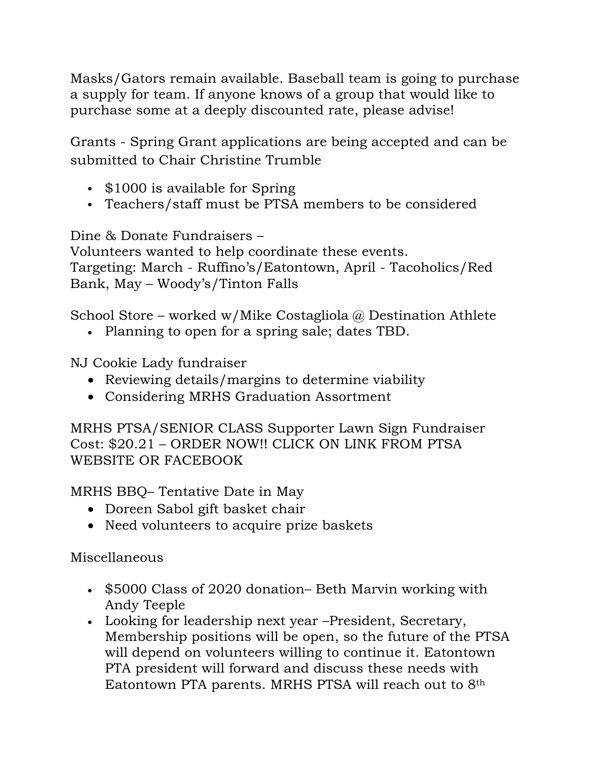Masks/Gators remain available. Baseball team is going to purchase a supply for team. If anyone knows of a group that would like to purchase some at a deeply discounted rate, please advise!

Grants - Spring Grant applications are being accepted and can be submitted to Chair Christine Trumble

- $1000 is available for Spring
- Teachers/staff must be PTSA members to be considered

Dine & Donate Fundraisers –
Volunteers wanted to help coordinate these events.
Targeting: March - Ruffino's/Eatontown, April - Tacoholics/Red Bank, May – Woody's/Tinton Falls

School Store – worked w/Mike Costagliola @ Destination Athlete

- Planning to open for a spring sale; dates TBD.

NJ Cookie Lady fundraiser

- Reviewing details/margins to determine viability
- Considering MRHS Graduation Assortment

MRHS PTSA/SENIOR CLASS Supporter Lawn Sign Fundraiser
Cost: $20.21 – ORDER NOW!! CLICK ON LINK FROM PTSA WEBSITE OR FACEBOOK

MRHS BBQ– Tentative Date in May

- Doreen Sabol gift basket chair
- Need volunteers to acquire prize baskets

Miscellaneous

- $5000 Class of 2020 donation– Beth Marvin working with Andy Teeple
- Looking for leadership next year –President, Secretary, Membership positions will be open, so the future of the PTSA will depend on volunteers willing to continue it. Eatontown PTA president will forward and discuss these needs with Eatontown PTA parents. MRHS PTSA will reach out to 8th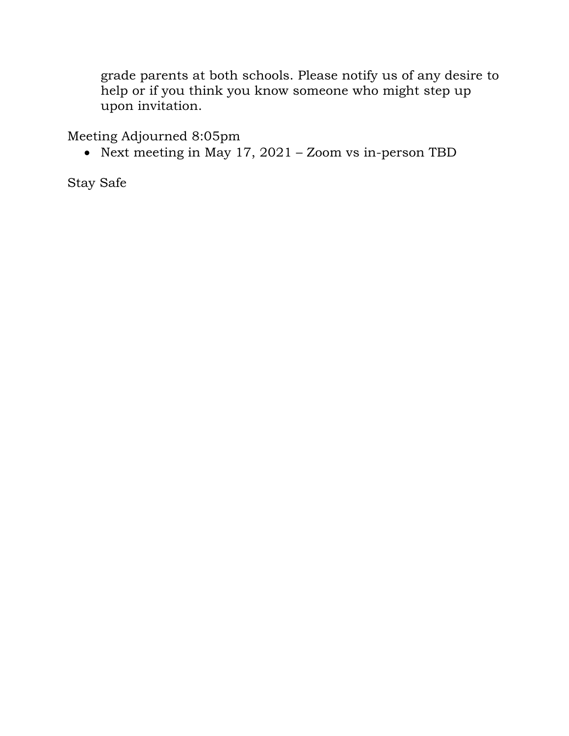grade parents at both schools. Please notify us of any desire to help or if you think you know someone who might step up upon invitation.

Meeting Adjourned 8:05pm

- Next meeting in May 17, 2021 – Zoom vs in-person TBD

Stay Safe